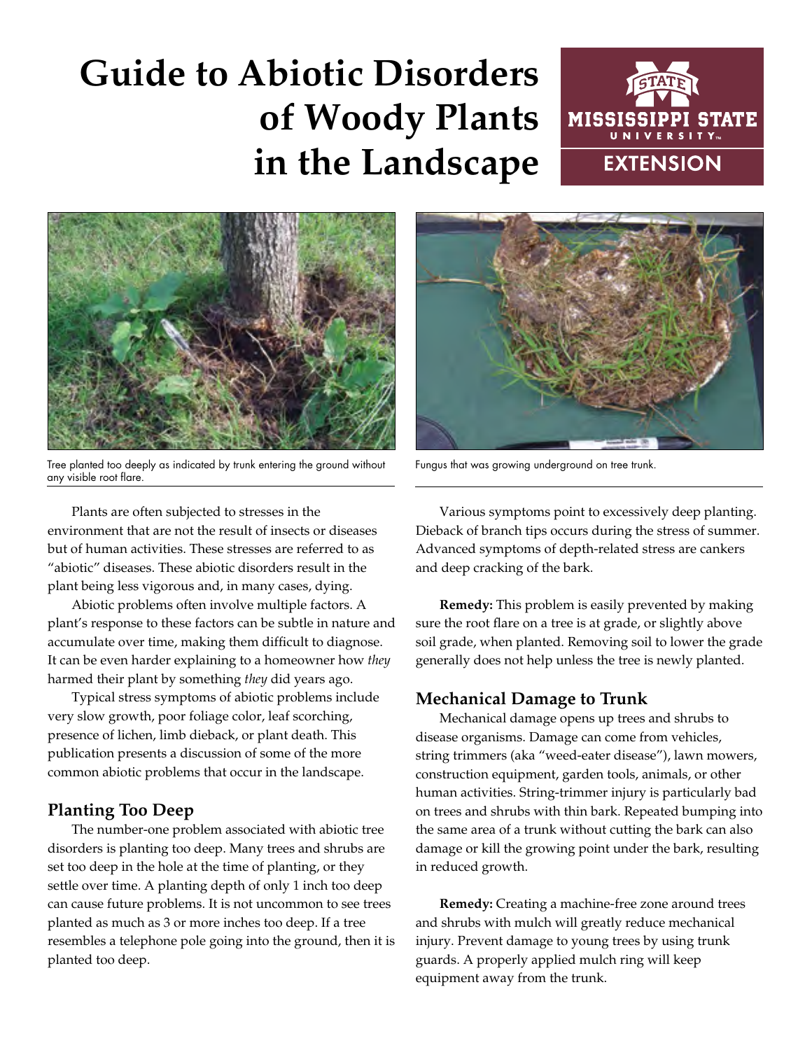# Guide to Abiotic Disorders of Woody Plants in the Landscape

Tree planted too deeply as indicated by trunk entering the ground without any visible root flare.

Fungus that was growing underground on tree trunk.

Plants are often subjected to stresses in the environment that are not the result of insects or diseases but of human activities. These stresses are referred to as "abiotic" diseases. These abiotic disorders result in the plant being less vigorous and, in many cases, dying.

Abiotic problems often involve multiple factors. A plant's response to these factors can be subtle in nature and accumulate over time, making them difficult to diagnose. It can be even harder explaining to a homeowner how *they* harmed their plant by something *they* did years ago.

Typical stress symptoms of abiotic problems include very slow growth, poor foliage color, leaf scorching, presence of lichen, limb dieback, or plant death. This publication presents a discussion of some of the more common abiotic problems that occur in the landscape.

## Planting Too Deep

The number-one problem associated with abiotic tree disorders is planting too deep. Many trees and shrubs are set too deep in the hole at the time of planting, or they settle over time. A planting depth of only 1 inch too deep can cause future problems. It is not uncommon to see trees planted as much as 3 or more inches too deep. If a tree resembles a telephone pole going into the ground, then it is planted too deep.

Various symptoms point to excessively deep planting. Dieback of branch tips occurs during the stress of summer. Advanced symptoms of depth-related stress are cankers and deep cracking of the bark.

**Remedy:** This problem is easily prevented by making sure the root flare on a tree is at grade, or slightly above soil grade, when planted. Removing soil to lower the grade generally does not help unless the tree is newly planted.

## Mechanical Damage to Trunk

Mechanical damage opens up trees and shrubs to disease organisms. Damage can come from vehicles, string trimmers (aka "weed-eater disease"), lawn mowers, construction equipment, garden tools, animals, or other human activities. String-trimmer injury is particularly bad on trees and shrubs with thin bark. Repeated bumping into the same area of a trunk without cutting the bark can also damage or kill the growing point under the bark, resulting in reduced growth.

**Remedy:** Creating a machine-free zone around trees and shrubs with mulch will greatly reduce mechanical injury. Prevent damage to young trees by using trunk guards. A properly applied mulch ring will keep equipment away from the trunk.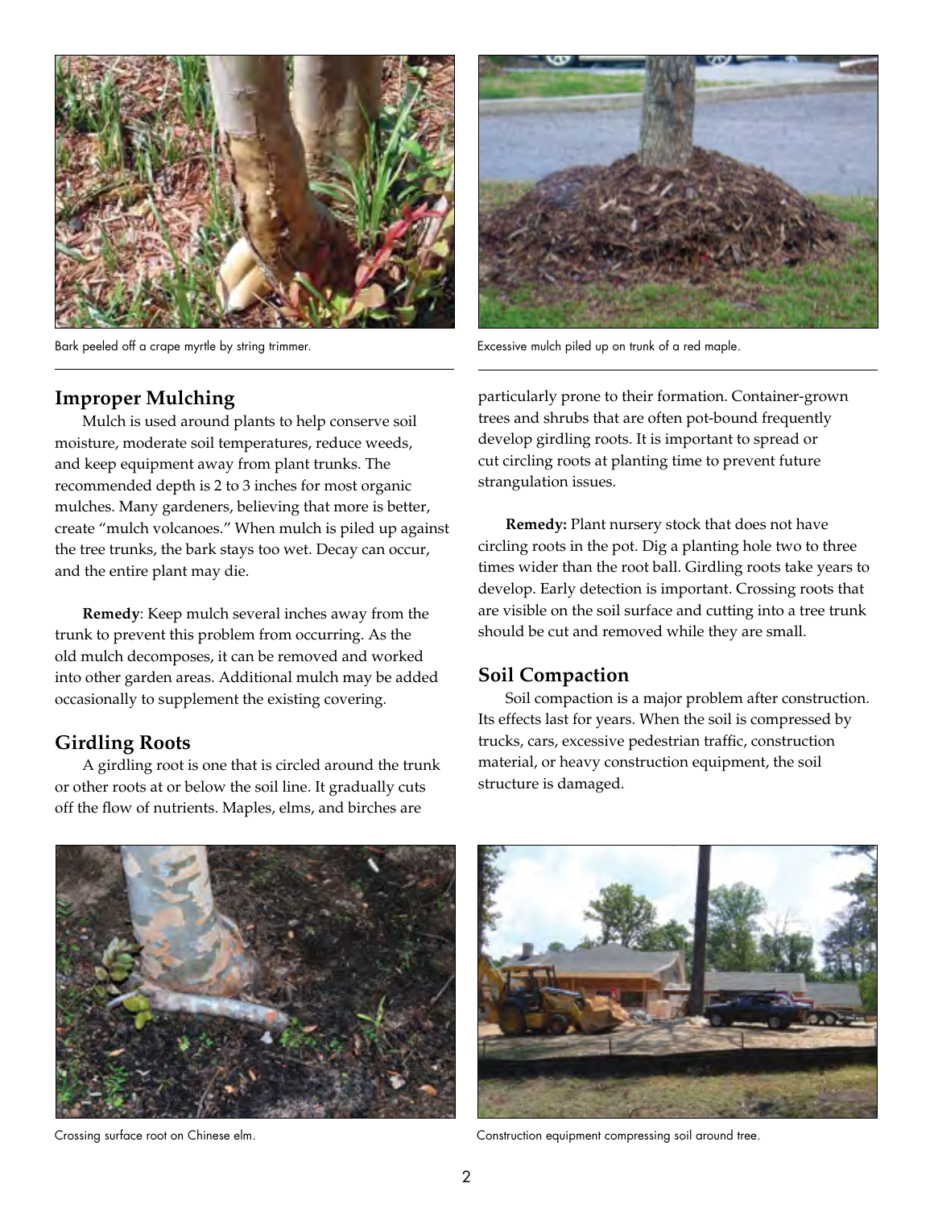Bark peeled off a crape myrtle by string trimmer.

Excessive mulch piled up on trunk of a red maple.

## Improper Mulching

Mulch is used around plants to help conserve soil moisture, moderate soil temperatures, reduce weeds, and keep equipment away from plant trunks. The recommended depth is 2 to 3 inches for most organic mulches. Many gardeners, believing that more is better, create "mulch volcanoes." When mulch is piled up against the tree trunks, the bark stays too wet. Decay can occur, and the entire plant may die.

**Remedy**: Keep mulch several inches away from the trunk to prevent this problem from occurring. As the old mulch decomposes, it can be removed and worked into other garden areas. Additional mulch may be added occasionally to supplement the existing covering.

## Girdling Roots

A girdling root is one that is circled around the trunk or other roots at or below the soil line. It gradually cuts off the flow of nutrients. Maples, elms, and birches are particularly prone to their formation. Container-grown trees and shrubs that are often pot-bound frequently develop girdling roots. It is important to spread or cut circling roots at planting time to prevent future strangulation issues.

**Remedy:** Plant nursery stock that does not have circling roots in the pot. Dig a planting hole two to three times wider than the root ball. Girdling roots take years to develop. Early detection is important. Crossing roots that are visible on the soil surface and cutting into a tree trunk should be cut and removed while they are small.

## Soil Compaction

Soil compaction is a major problem after construction. Its effects last for years. When the soil is compressed by trucks, cars, excessive pedestrian traffic, construction material, or heavy construction equipment, the soil structure is damaged.

Crossing surface root on Chinese elm.

Construction equipment compressing soil around tree.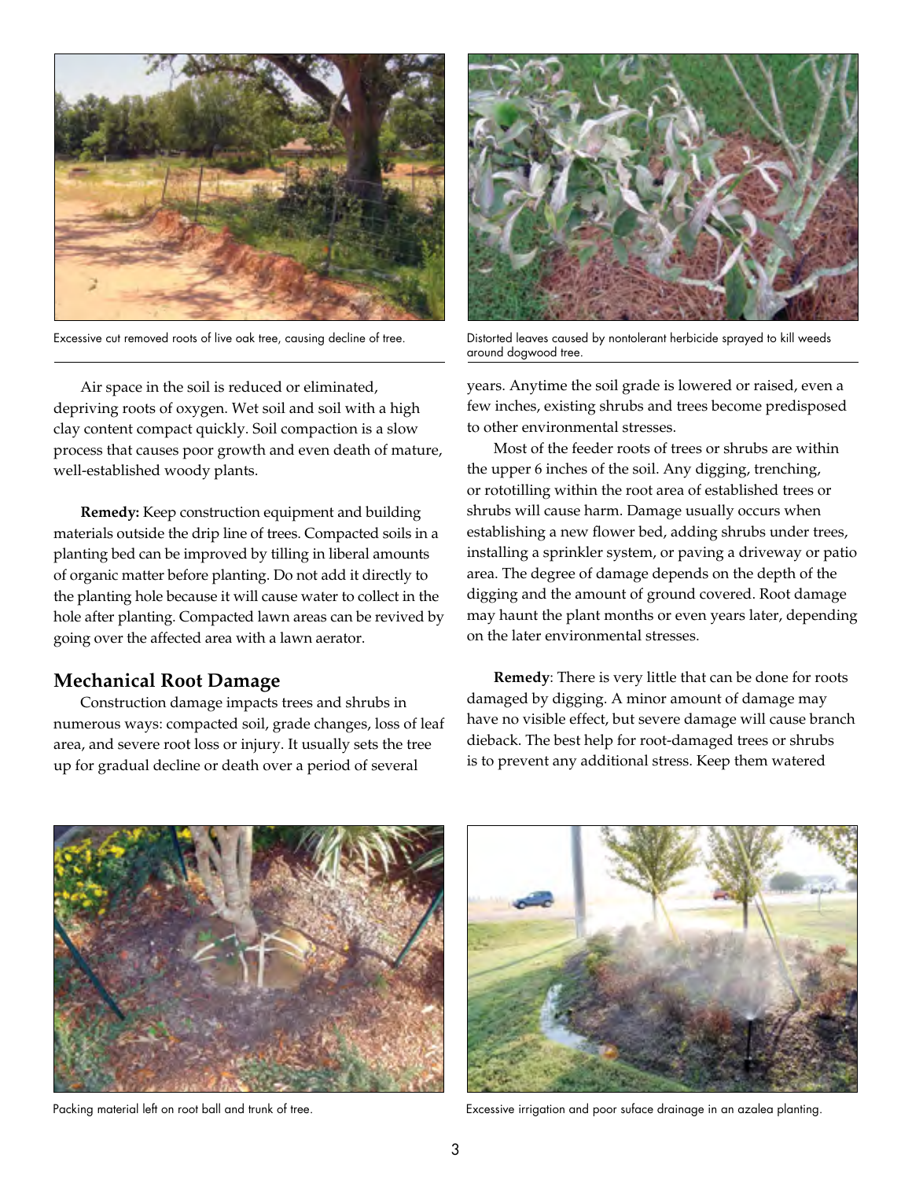Excessive cut removed roots of live oak tree, causing decline of tree.

Distorted leaves caused by nontolerant herbicide sprayed to kill weeds around dogwood tree.

Air space in the soil is reduced or eliminated, depriving roots of oxygen. Wet soil and soil with a high clay content compact quickly. Soil compaction is a slow process that causes poor growth and even death of mature, well-established woody plants.

**Remedy:** Keep construction equipment and building materials outside the drip line of trees. Compacted soils in a planting bed can be improved by tilling in liberal amounts of organic matter before planting. Do not add it directly to the planting hole because it will cause water to collect in the hole after planting. Compacted lawn areas can be revived by going over the affected area with a lawn aerator.

## Mechanical Root Damage

Construction damage impacts trees and shrubs in numerous ways: compacted soil, grade changes, loss of leaf area, and severe root loss or injury. It usually sets the tree up for gradual decline or death over a period of several years. Anytime the soil grade is lowered or raised, even a few inches, existing shrubs and trees become predisposed to other environmental stresses.

Most of the feeder roots of trees or shrubs are within the upper 6 inches of the soil. Any digging, trenching, or rototilling within the root area of established trees or shrubs will cause harm. Damage usually occurs when establishing a new flower bed, adding shrubs under trees, installing a sprinkler system, or paving a driveway or patio area. The degree of damage depends on the depth of the digging and the amount of ground covered. Root damage may haunt the plant months or even years later, depending on the later environmental stresses.

**Remedy**: There is very little that can be done for roots damaged by digging. A minor amount of damage may have no visible effect, but severe damage will cause branch dieback. The best help for root-damaged trees or shrubs is to prevent any additional stress. Keep them watered

Packing material left on root ball and trunk of tree.

Excessive irrigation and poor suface drainage in an azalea planting.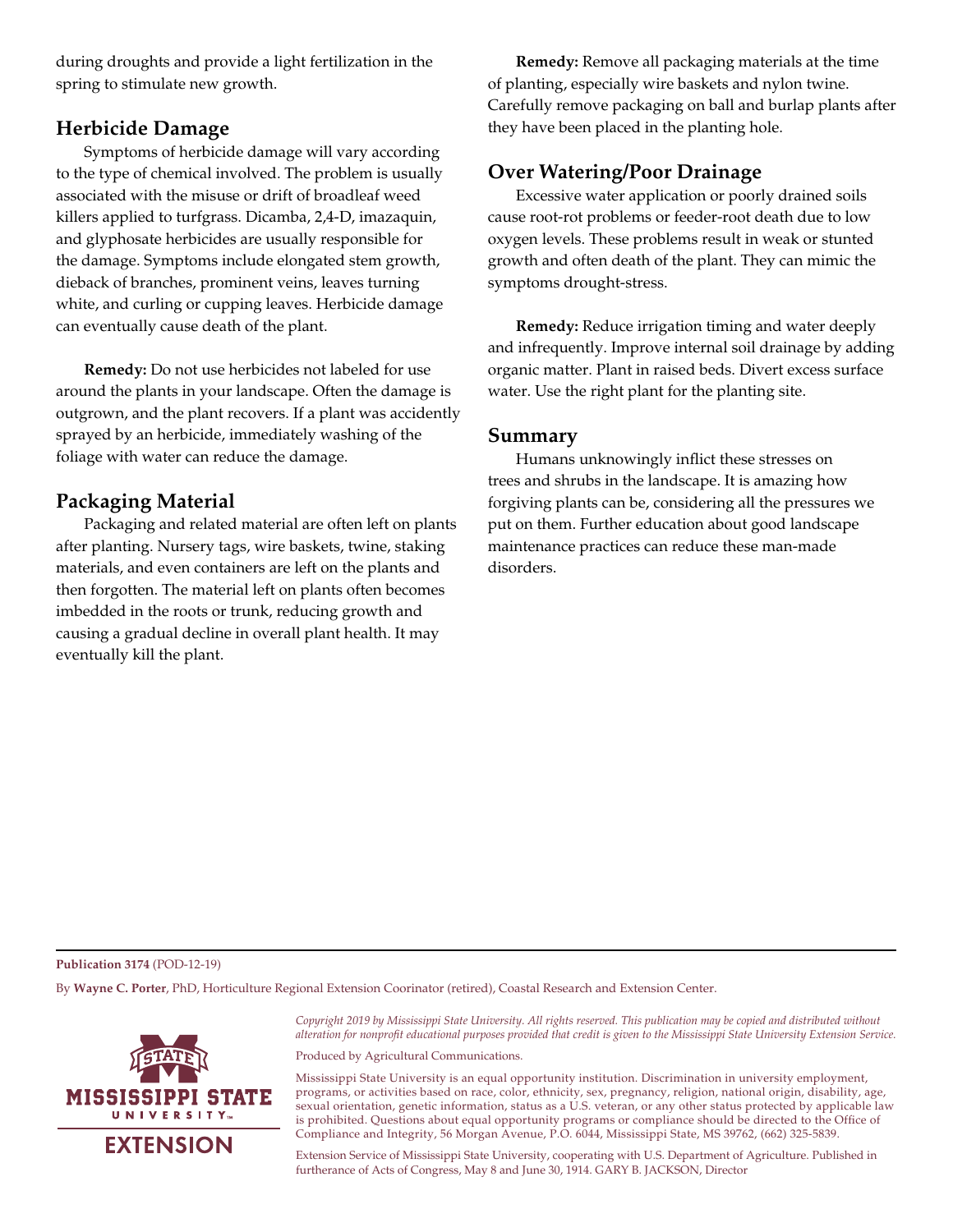during droughts and provide a light fertilization in the spring to stimulate new growth.

## Herbicide Damage

Symptoms of herbicide damage will vary according to the type of chemical involved. The problem is usually associated with the misuse or drift of broadleaf weed killers applied to turfgrass. Dicamba, 2,4-D, imazaquin, and glyphosate herbicides are usually responsible for the damage. Symptoms include elongated stem growth, dieback of branches, prominent veins, leaves turning white, and curling or cupping leaves. Herbicide damage can eventually cause death of the plant.

**Remedy:** Do not use herbicides not labeled for use around the plants in your landscape. Often the damage is outgrown, and the plant recovers. If a plant was accidently sprayed by an herbicide, immediately washing of the foliage with water can reduce the damage.

## Packaging Material

Packaging and related material are often left on plants after planting. Nursery tags, wire baskets, twine, staking materials, and even containers are left on the plants and then forgotten. The material left on plants often becomes imbedded in the roots or trunk, reducing growth and causing a gradual decline in overall plant health. It may eventually kill the plant.

**Remedy:** Remove all packaging materials at the time of planting, especially wire baskets and nylon twine. Carefully remove packaging on ball and burlap plants after they have been placed in the planting hole.

## Over Watering/Poor Drainage

Excessive water application or poorly drained soils cause root-rot problems or feeder-root death due to low oxygen levels. These problems result in weak or stunted growth and often death of the plant. They can mimic the symptoms drought-stress.

**Remedy:** Reduce irrigation timing and water deeply and infrequently. Improve internal soil drainage by adding organic matter. Plant in raised beds. Divert excess surface water. Use the right plant for the planting site.

## Summary

Humans unknowingly inflict these stresses on trees and shrubs in the landscape. It is amazing how forgiving plants can be, considering all the pressures we put on them. Further education about good landscape maintenance practices can reduce these man-made disorders.

---

**Publication 3174** (POD-12-19)

By **Wayne C. Porter**, PhD, Horticulture Regional Extension Coorinator (retired), Coastal Research and Extension Center.

MISSISSIPPI STATE UNIVERSITY EXTENSION

*Copyright 2019 by Mississippi State University. All rights reserved. This publication may be copied and distributed without alteration for nonprofit educational purposes provided that credit is given to the Mississippi State University Extension Service.*

Produced by Agricultural Communications.

Mississippi State University is an equal opportunity institution. Discrimination in university employment, programs, or activities based on race, color, ethnicity, sex, pregnancy, religion, national origin, disability, age, sexual orientation, genetic information, status as a U.S. veteran, or any other status protected by applicable law is prohibited. Questions about equal opportunity programs or compliance should be directed to the Office of Compliance and Integrity, 56 Morgan Avenue, P.O. 6044, Mississippi State, MS 39762, (662) 325-5839.

Extension Service of Mississippi State University, cooperating with U.S. Department of Agriculture. Published in furtherance of Acts of Congress, May 8 and June 30, 1914. GARY B. JACKSON, Director